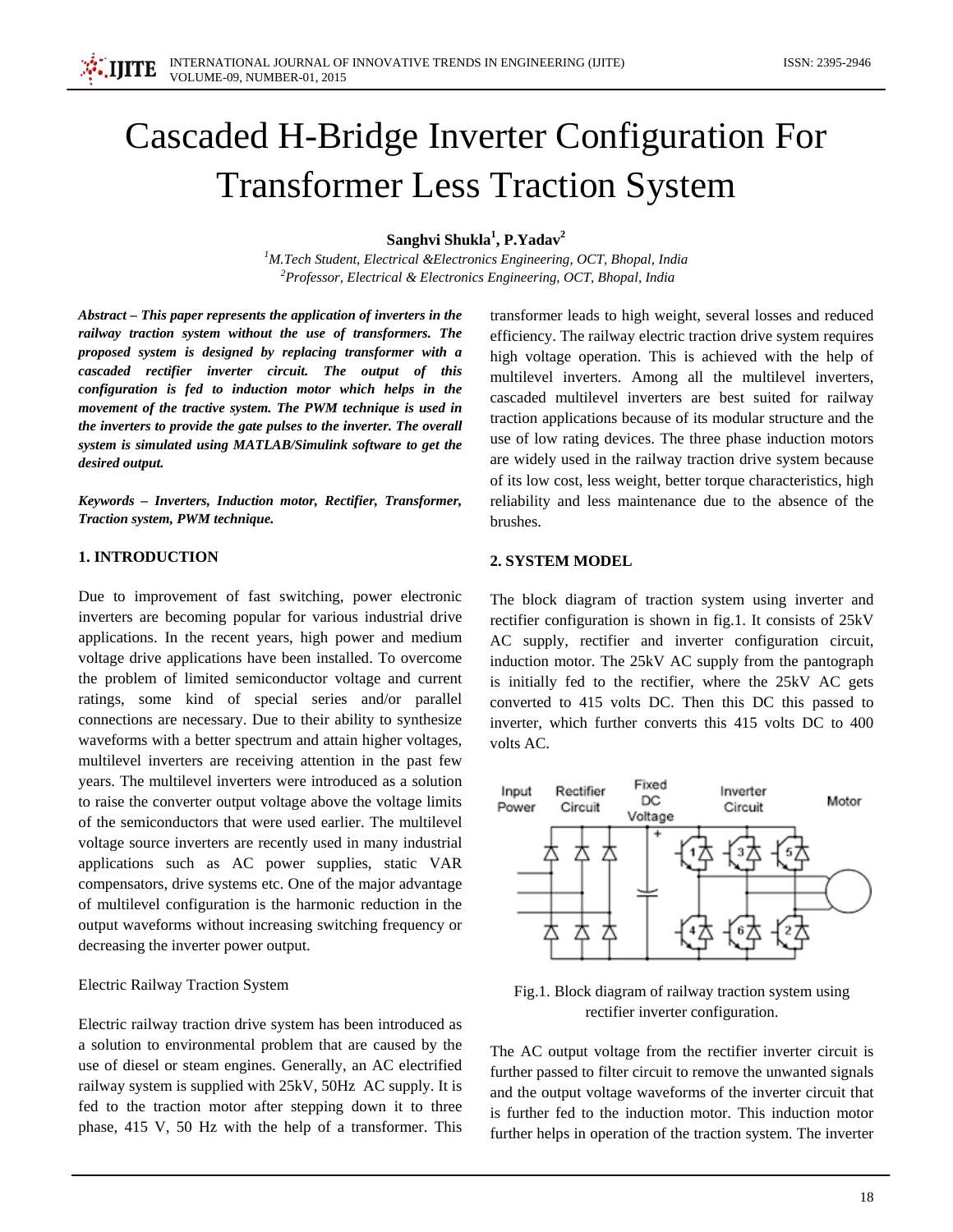# Cascaded H-Bridge Inverter Configuration For Transformer Less Traction System

**Sanghvi Shukla[1], P.Yadav[2]**

[1]*M.Tech Student, Electrical &Electronics Engineering, OCT, Bhopal, India*
[2]*Professor, Electrical & Electronics Engineering, OCT, Bhopal, India*

***Abstract – This paper represents the application of inverters in the railway traction system without the use of transformers. The proposed system is designed by replacing transformer with a cascaded rectifier inverter circuit. The output of this configuration is fed to induction motor which helps in the movement of the tractive system. The PWM technique is used in the inverters to provide the gate pulses to the inverter. The overall system is simulated using MATLAB/Simulink software to get the desired output.***

***Keywords – Inverters, Induction motor, Rectifier, Transformer, Traction system, PWM technique.***

## 1. INTRODUCTION

Due to improvement of fast switching, power electronic inverters are becoming popular for various industrial drive applications. In the recent years, high power and medium voltage drive applications have been installed. To overcome the problem of limited semiconductor voltage and current ratings, some kind of special series and/or parallel connections are necessary. Due to their ability to synthesize waveforms with a better spectrum and attain higher voltages, multilevel inverters are receiving attention in the past few years. The multilevel inverters were introduced as a solution to raise the converter output voltage above the voltage limits of the semiconductors that were used earlier. The multilevel voltage source inverters are recently used in many industrial applications such as AC power supplies, static VAR compensators, drive systems etc. One of the major advantage of multilevel configuration is the harmonic reduction in the output waveforms without increasing switching frequency or decreasing the inverter power output.

Electric Railway Traction System

Electric railway traction drive system has been introduced as a solution to environmental problem that are caused by the use of diesel or steam engines. Generally, an AC electrified railway system is supplied with 25kV, 50Hz AC supply. It is fed to the traction motor after stepping down it to three phase, 415 V, 50 Hz with the help of a transformer. This transformer leads to high weight, several losses and reduced efficiency. The railway electric traction drive system requires high voltage operation. This is achieved with the help of multilevel inverters. Among all the multilevel inverters, cascaded multilevel inverters are best suited for railway traction applications because of its modular structure and the use of low rating devices. The three phase induction motors are widely used in the railway traction drive system because of its low cost, less weight, better torque characteristics, high reliability and less maintenance due to the absence of the brushes.

## 2. SYSTEM MODEL

The block diagram of traction system using inverter and rectifier configuration is shown in fig.1. It consists of 25kV AC supply, rectifier and inverter configuration circuit, induction motor. The 25kV AC supply from the pantograph is initially fed to the rectifier, where the 25kV AC gets converted to 415 volts DC. Then this DC this passed to inverter, which further converts this 415 volts DC to 400 volts AC.

Fig.1. Block diagram of railway traction system using rectifier inverter configuration.

The AC output voltage from the rectifier inverter circuit is further passed to filter circuit to remove the unwanted signals and the output voltage waveforms of the inverter circuit that is further fed to the induction motor. This induction motor further helps in operation of the traction system. The inverter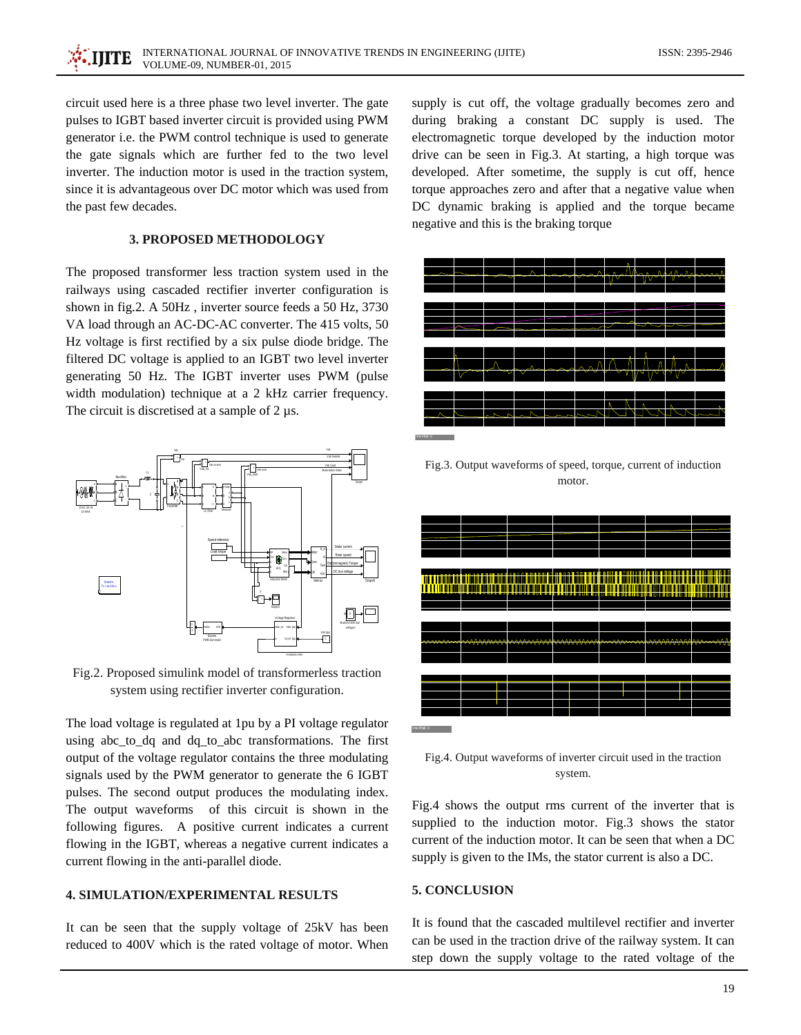circuit used here is a three phase two level inverter. The gate pulses to IGBT based inverter circuit is provided using PWM generator i.e. the PWM control technique is used to generate the gate signals which are further fed to the two level inverter. The induction motor is used in the traction system, since it is advantageous over DC motor which was used from the past few decades.

### 3. PROPOSED METHODOLOGY

The proposed transformer less traction system used in the railways using cascaded rectifier inverter configuration is shown in fig.2. A 50Hz , inverter source feeds a 50 Hz, 3730 VA load through an AC-DC-AC converter. The 415 volts, 50 Hz voltage is first rectified by a six pulse diode bridge. The filtered DC voltage is applied to an IGBT two level inverter generating 50 Hz. The IGBT inverter uses PWM (pulse width modulation) technique at a 2 kHz carrier frequency. The circuit is discretised at a sample of 2 µs.

Fig.2. Proposed simulink model of transformerless traction system using rectifier inverter configuration.

The load voltage is regulated at 1pu by a PI voltage regulator using abc_to_dq and dq_to_abc transformations. The first output of the voltage regulator contains the three modulating signals used by the PWM generator to generate the 6 IGBT pulses. The second output produces the modulating index. The output waveforms of this circuit is shown in the following figures. A positive current indicates a current flowing in the IGBT, whereas a negative current indicates a current flowing in the anti-parallel diode.

### 4. SIMULATION/EXPERIMENTAL RESULTS

It can be seen that the supply voltage of 25kV has been reduced to 400V which is the rated voltage of motor. When supply is cut off, the voltage gradually becomes zero and during braking a constant DC supply is used. The electromagnetic torque developed by the induction motor drive can be seen in Fig.3. At starting, a high torque was developed. After sometime, the supply is cut off, hence torque approaches zero and after that a negative value when DC dynamic braking is applied and the torque became negative and this is the braking torque

Fig.3. Output waveforms of speed, torque, current of induction motor.

Fig.4. Output waveforms of inverter circuit used in the traction system.

Fig.4 shows the output rms current of the inverter that is supplied to the induction motor. Fig.3 shows the stator current of the induction motor. It can be seen that when a DC supply is given to the IMs, the stator current is also a DC.

### 5. CONCLUSION

It is found that the cascaded multilevel rectifier and inverter can be used in the traction drive of the railway system. It can step down the supply voltage to the rated voltage of the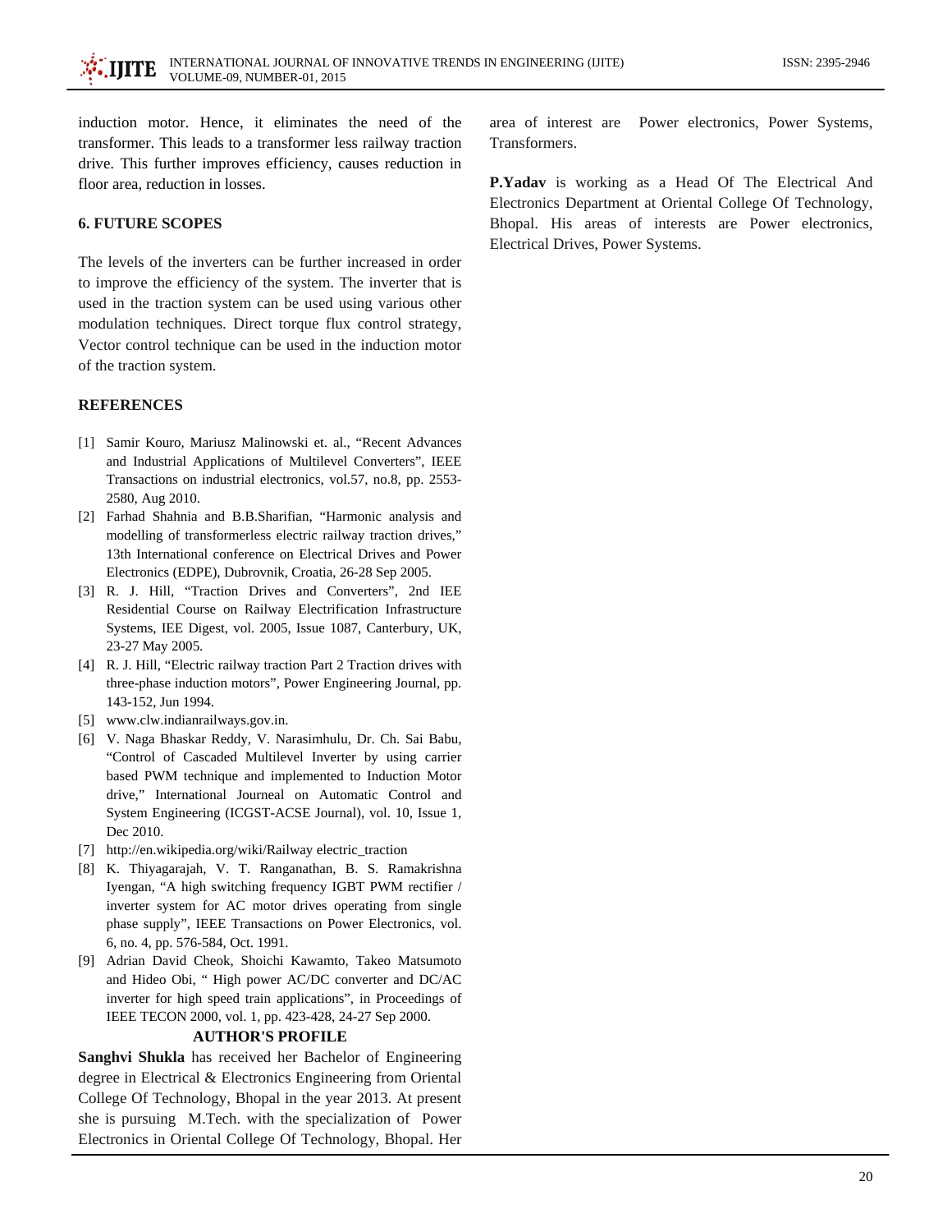induction motor. Hence, it eliminates the need of the transformer. This leads to a transformer less railway traction drive. This further improves efficiency, causes reduction in floor area, reduction in losses.

## 6. FUTURE SCOPES

The levels of the inverters can be further increased in order to improve the efficiency of the system. The inverter that is used in the traction system can be used using various other modulation techniques. Direct torque flux control strategy, Vector control technique can be used in the induction motor of the traction system.

## REFERENCES

[1] Samir Kouro, Mariusz Malinowski et. al., "Recent Advances and Industrial Applications of Multilevel Converters", IEEE Transactions on industrial electronics, vol.57, no.8, pp. 2553-2580, Aug 2010.

[2] Farhad Shahnia and B.B.Sharifian, "Harmonic analysis and modelling of transformerless electric railway traction drives," 13th International conference on Electrical Drives and Power Electronics (EDPE), Dubrovnik, Croatia, 26-28 Sep 2005.

[3] R. J. Hill, "Traction Drives and Converters", 2nd IEE Residential Course on Railway Electrification Infrastructure Systems, IEE Digest, vol. 2005, Issue 1087, Canterbury, UK, 23-27 May 2005.

[4] R. J. Hill, "Electric railway traction Part 2 Traction drives with three-phase induction motors", Power Engineering Journal, pp. 143-152, Jun 1994.

[5] www.clw.indianrailways.gov.in.

[6] V. Naga Bhaskar Reddy, V. Narasimhulu, Dr. Ch. Sai Babu, "Control of Cascaded Multilevel Inverter by using carrier based PWM technique and implemented to Induction Motor drive," International Journeal on Automatic Control and System Engineering (ICGST-ACSE Journal), vol. 10, Issue 1, Dec 2010.

[7] http://en.wikipedia.org/wiki/Railway electric_traction

[8] K. Thiyagarajah, V. T. Ranganathan, B. S. Ramakrishna Iyengan, "A high switching frequency IGBT PWM rectifier / inverter system for AC motor drives operating from single phase supply", IEEE Transactions on Power Electronics, vol. 6, no. 4, pp. 576-584, Oct. 1991.

[9] Adrian David Cheok, Shoichi Kawamto, Takeo Matsumoto and Hideo Obi, " High power AC/DC converter and DC/AC inverter for high speed train applications", in Proceedings of IEEE TECON 2000, vol. 1, pp. 423-428, 24-27 Sep 2000.

## AUTHOR'S PROFILE

**Sanghvi Shukla** has received her Bachelor of Engineering degree in Electrical & Electronics Engineering from Oriental College Of Technology, Bhopal in the year 2013. At present she is pursuing M.Tech. with the specialization of Power Electronics in Oriental College Of Technology, Bhopal. Her area of interest are Power electronics, Power Systems, Transformers.

**P.Yadav** is working as a Head Of The Electrical And Electronics Department at Oriental College Of Technology, Bhopal. His areas of interests are Power electronics, Electrical Drives, Power Systems.